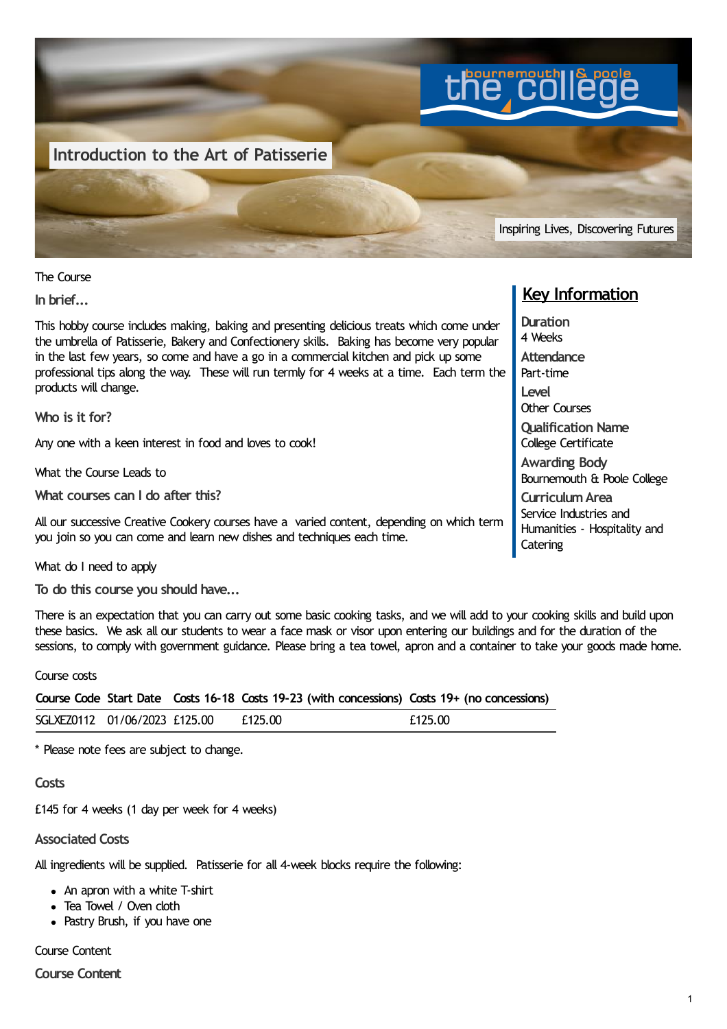# Introduction to the Art of Patisserie

Inspiring Lives, Discovering Futures

The Course

## In brief...

This hobby course includes making, baking and presenting delicious treats which come under the umbrella of Patisserie, Bakery and Confectionery skills. Baking has become very popular in the last few years, so come and have a go in a commercial kitchen and pick up some professional tips along the way. These will run termly for 4 weeks at a time. Each term the products will change.

## Who is it for?

Any one with a keen interest in food and loves to cook!

What the Course Leads to

## What courses can I do after this?

All our successive Creative Cookery courses have a varied content, depending on which term you join so you can come and learn new dishes and techniques each time.

## Key Information

**Duration**
4 Weeks

**Attendance**
Part-time

**Level**
Other Courses

**Qualification Name**
College Certificate

**Awarding Body**
Bournemouth & Poole College

**Curriculum Area**
Service Industries and Humanities - Hospitality and Catering

What do I need to apply

## To do this course you should have...

There is an expectation that you can carry out some basic cooking tasks, and we will add to your cooking skills and build upon these basics. We ask all our students to wear a face mask or visor upon entering our buildings and for the duration of the sessions, to comply with government guidance. Please bring a tea towel, apron and a container to take your goods made home.

Course costs

| Course Code | Start Date | Costs 16-18 | Costs 19-23 (with concessions) | Costs 19+ (no concessions) |
|---|---|---|---|---|
| SGLXEZ0112 | 01/06/2023 | £125.00 | £125.00 | £125.00 |

* Please note fees are subject to change.

## Costs

£145 for 4 weeks (1 day per week for 4 weeks)

## Associated Costs

All ingredients will be supplied. Patisserie for all 4-week blocks require the following:

- An apron with a white T-shirt
- Tea Towel / Oven cloth
- Pastry Brush, if you have one

Course Content

## Course Content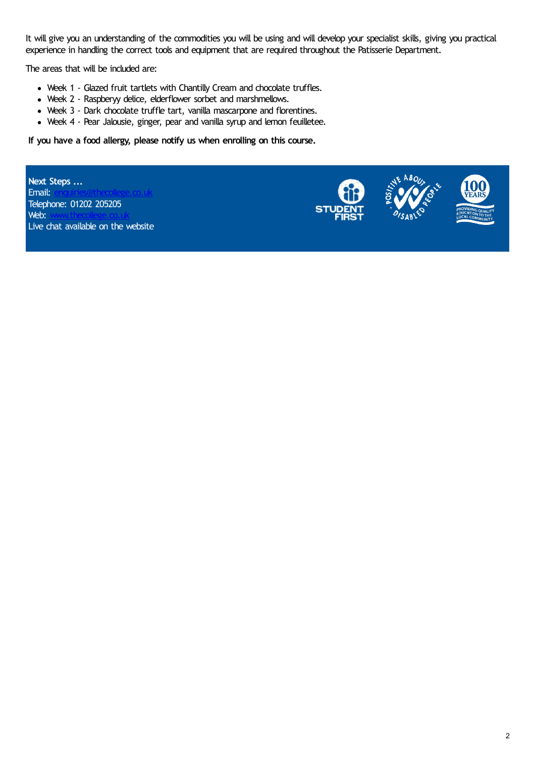It will give you an understanding of the commodities you will be using and will develop your specialist skills, giving you practical experience in handling the correct tools and equipment that are required throughout the Patisserie Department.

The areas that will be included are:

- Week 1 - Glazed fruit tartlets with Chantilly Cream and chocolate truffles.
- Week 2 - Raspberyy delice, elderflower sorbet and marshmellows.
- Week 3 - Dark chocolate truffle tart, vanilla mascarpone and florentines.
- Week 4 - Pear Jalousie, ginger, pear and vanilla syrup and lemon feuilletee.

**If you have a food allergy, please notify us when enrolling on this course.**

**Next Steps ...**
Email: enquiries@thecollege.co.uk
Telephone: 01202 205205
Web: www.thecollege.co.uk
Live chat available on the website

STUDENT FIRST

POSITIVE ABOUT DISABLED PEOPLE

100 YEARS PROVIDING QUALITY EDUCATION TO THE LOCAL COMMUNITY